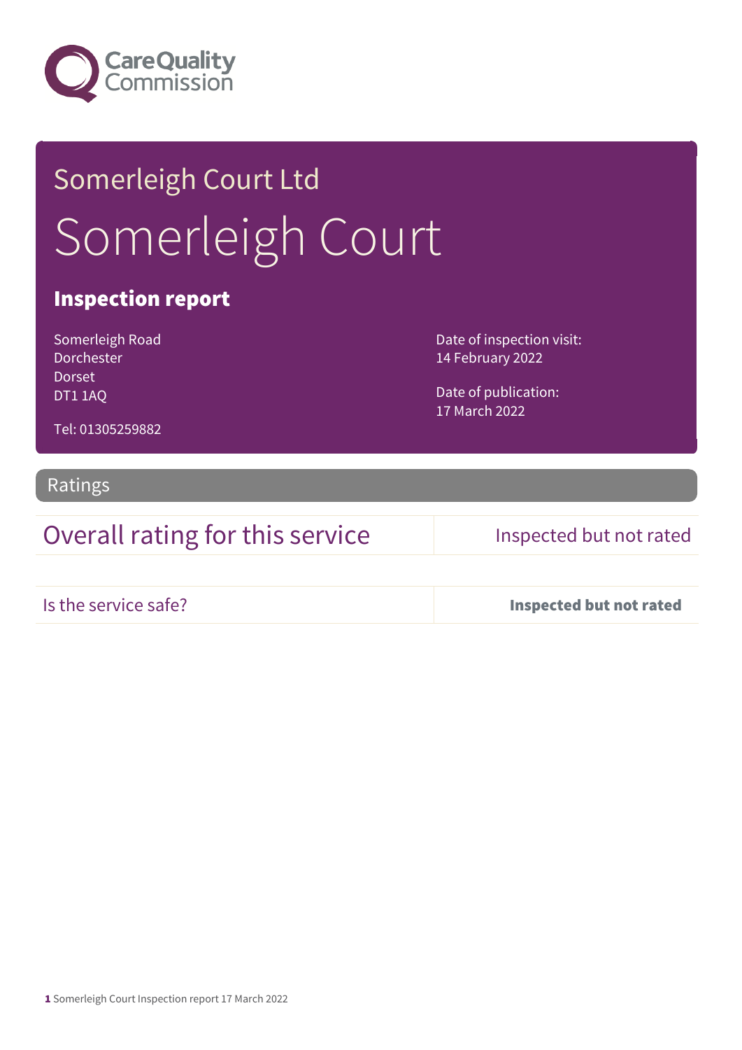Care Quality Commission

# Somerleigh Court Ltd

# Somerleigh Court

## Inspection report

Somerleigh Road
Dorchester
Dorset
DT1 1AQ

Tel: 01305259882

Date of inspection visit:
14 February 2022

Date of publication:
17 March 2022

## Ratings

| Overall rating for this service | Inspected but not rated |
|---|---|
| Is the service safe? | **Inspected but not rated** |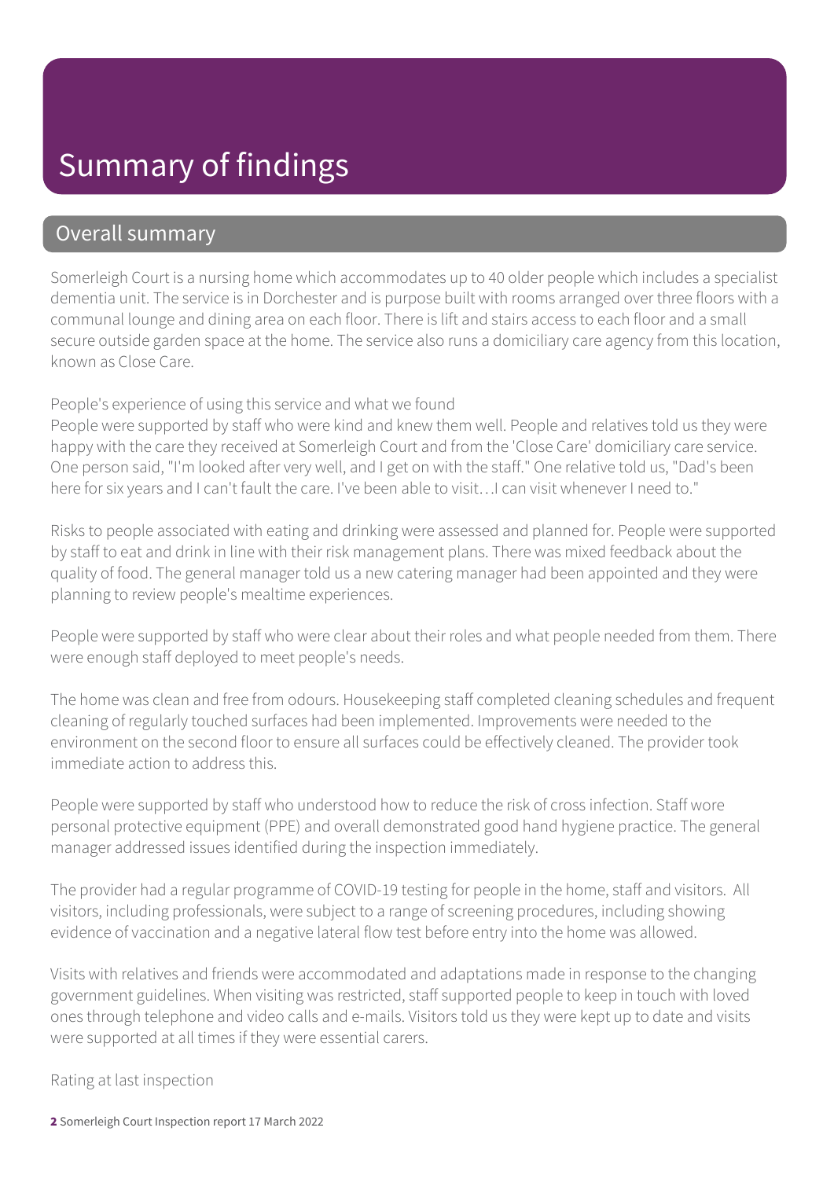# Summary of findings

## Overall summary

Somerleigh Court is a nursing home which accommodates up to 40 older people which includes a specialist dementia unit. The service is in Dorchester and is purpose built with rooms arranged over three floors with a communal lounge and dining area on each floor. There is lift and stairs access to each floor and a small secure outside garden space at the home. The service also runs a domiciliary care agency from this location, known as Close Care.

People's experience of using this service and what we found

People were supported by staff who were kind and knew them well. People and relatives told us they were happy with the care they received at Somerleigh Court and from the 'Close Care' domiciliary care service. One person said, "I'm looked after very well, and I get on with the staff." One relative told us, "Dad's been here for six years and I can't fault the care. I've been able to visit…I can visit whenever I need to."

Risks to people associated with eating and drinking were assessed and planned for. People were supported by staff to eat and drink in line with their risk management plans. There was mixed feedback about the quality of food. The general manager told us a new catering manager had been appointed and they were planning to review people's mealtime experiences.

People were supported by staff who were clear about their roles and what people needed from them. There were enough staff deployed to meet people's needs.

The home was clean and free from odours. Housekeeping staff completed cleaning schedules and frequent cleaning of regularly touched surfaces had been implemented. Improvements were needed to the environment on the second floor to ensure all surfaces could be effectively cleaned. The provider took immediate action to address this.

People were supported by staff who understood how to reduce the risk of cross infection. Staff wore personal protective equipment (PPE) and overall demonstrated good hand hygiene practice. The general manager addressed issues identified during the inspection immediately.

The provider had a regular programme of COVID-19 testing for people in the home, staff and visitors. All visitors, including professionals, were subject to a range of screening procedures, including showing evidence of vaccination and a negative lateral flow test before entry into the home was allowed.

Visits with relatives and friends were accommodated and adaptations made in response to the changing government guidelines. When visiting was restricted, staff supported people to keep in touch with loved ones through telephone and video calls and e-mails. Visitors told us they were kept up to date and visits were supported at all times if they were essential carers.

Rating at last inspection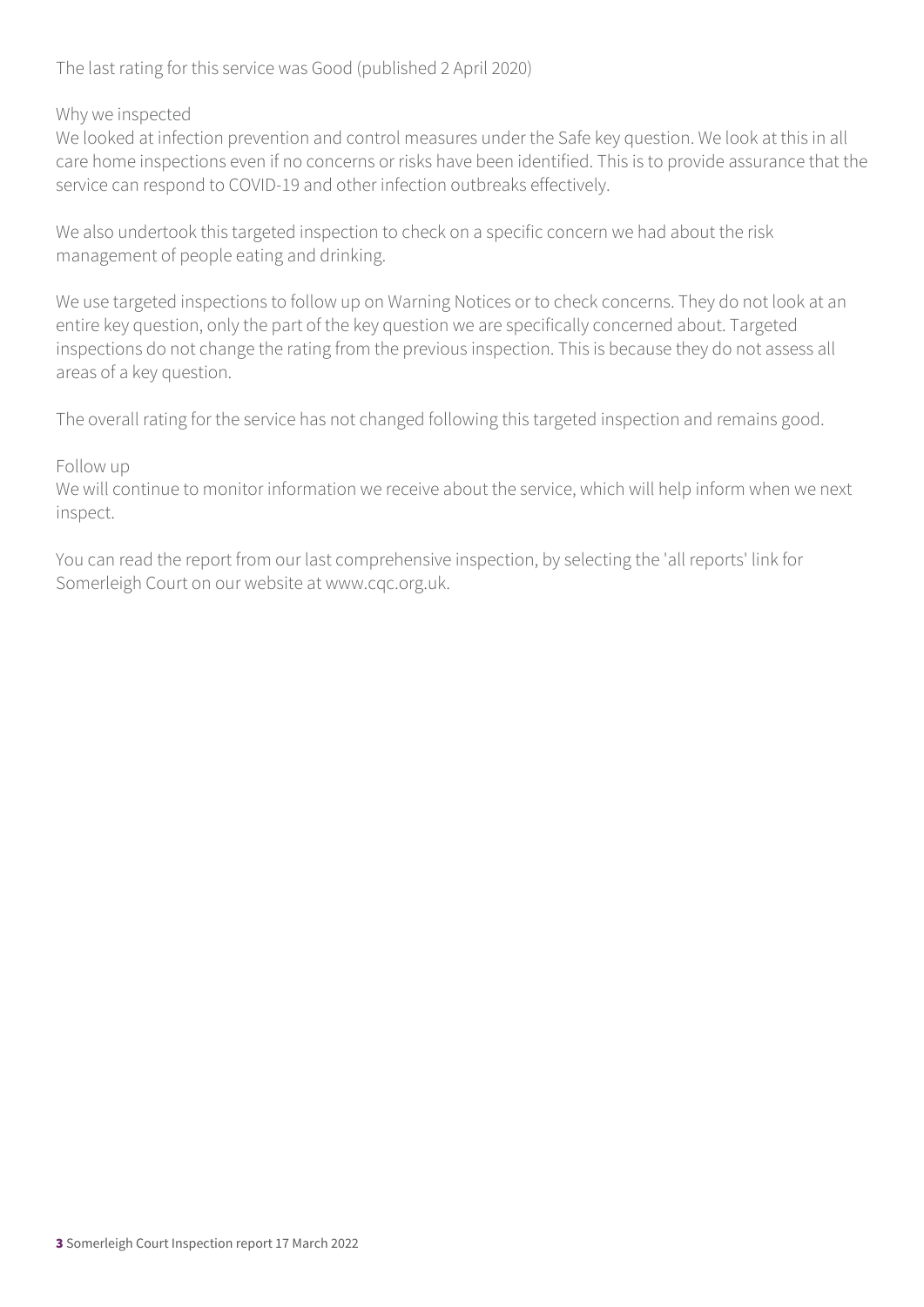The last rating for this service was Good (published 2 April 2020)

### Why we inspected

We looked at infection prevention and control measures under the Safe key question. We look at this in all care home inspections even if no concerns or risks have been identified. This is to provide assurance that the service can respond to COVID-19 and other infection outbreaks effectively.

We also undertook this targeted inspection to check on a specific concern we had about the risk management of people eating and drinking.

We use targeted inspections to follow up on Warning Notices or to check concerns. They do not look at an entire key question, only the part of the key question we are specifically concerned about. Targeted inspections do not change the rating from the previous inspection. This is because they do not assess all areas of a key question.

The overall rating for the service has not changed following this targeted inspection and remains good.

### Follow up

We will continue to monitor information we receive about the service, which will help inform when we next inspect.

You can read the report from our last comprehensive inspection, by selecting the 'all reports' link for Somerleigh Court on our website at www.cqc.org.uk.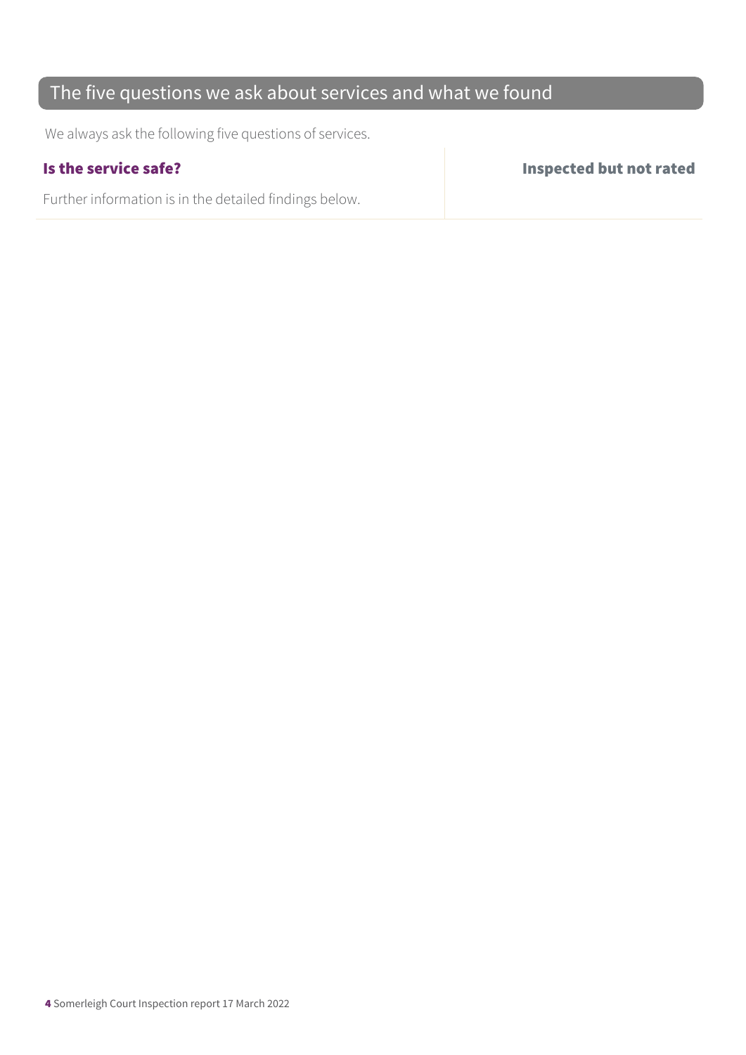## The five questions we ask about services and what we found

We always ask the following five questions of services.

| **Is the service safe?** | **Inspected but not rated** |
|---|---|
| Further information is in the detailed findings below. | |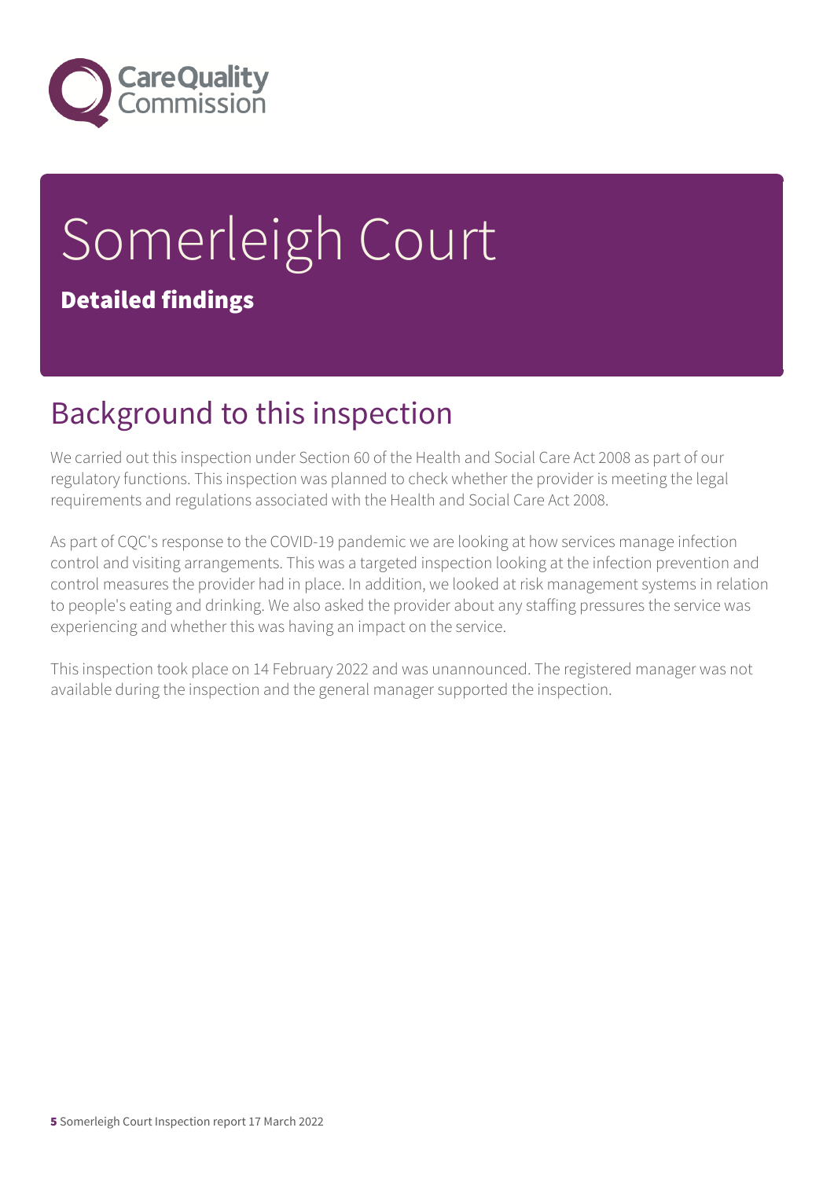# Somerleigh Court

**Detailed findings**

## Background to this inspection

We carried out this inspection under Section 60 of the Health and Social Care Act 2008 as part of our regulatory functions. This inspection was planned to check whether the provider is meeting the legal requirements and regulations associated with the Health and Social Care Act 2008.

As part of CQC's response to the COVID-19 pandemic we are looking at how services manage infection control and visiting arrangements. This was a targeted inspection looking at the infection prevention and control measures the provider had in place. In addition, we looked at risk management systems in relation to people's eating and drinking. We also asked the provider about any staffing pressures the service was experiencing and whether this was having an impact on the service.

This inspection took place on 14 February 2022 and was unannounced. The registered manager was not available during the inspection and the general manager supported the inspection.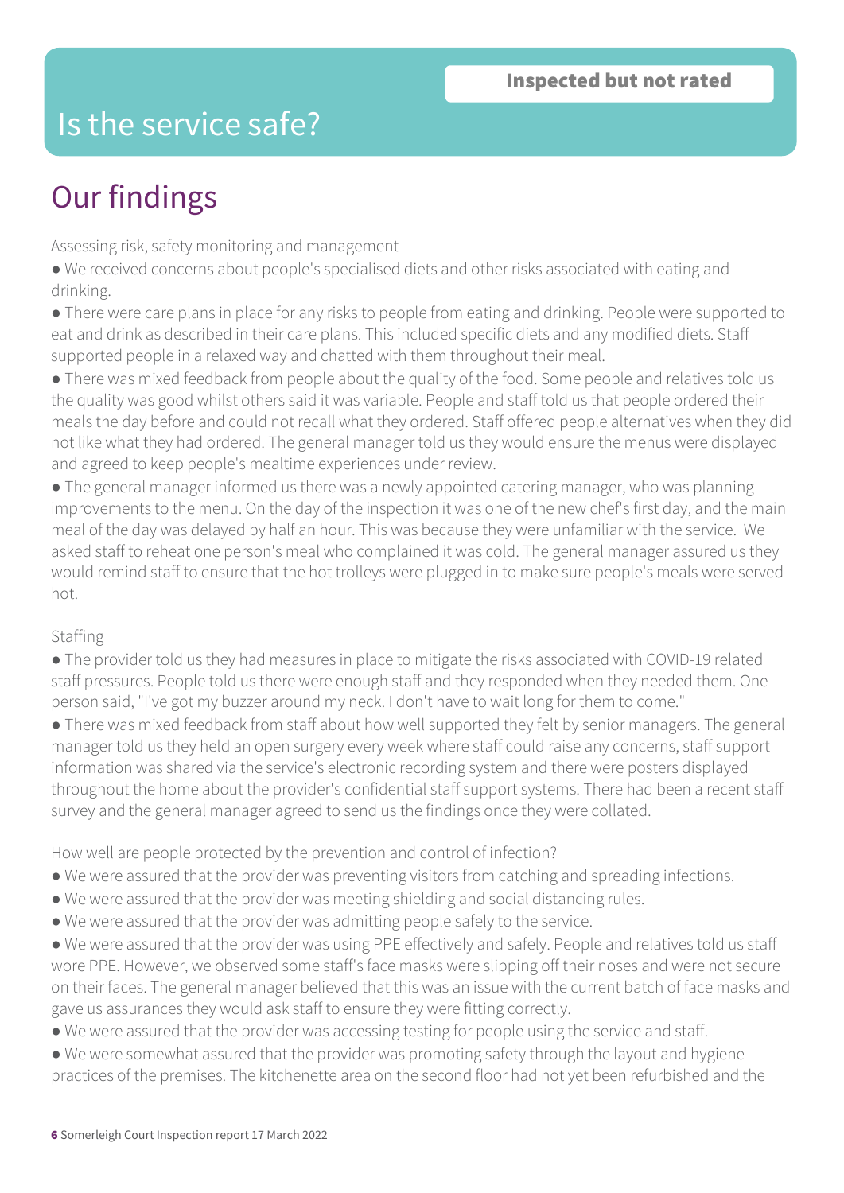**Inspected but not rated**

# Is the service safe?

## Our findings

Assessing risk, safety monitoring and management

- We received concerns about people's specialised diets and other risks associated with eating and drinking.
- There were care plans in place for any risks to people from eating and drinking. People were supported to eat and drink as described in their care plans. This included specific diets and any modified diets. Staff supported people in a relaxed way and chatted with them throughout their meal.
- There was mixed feedback from people about the quality of the food. Some people and relatives told us the quality was good whilst others said it was variable. People and staff told us that people ordered their meals the day before and could not recall what they ordered. Staff offered people alternatives when they did not like what they had ordered. The general manager told us they would ensure the menus were displayed and agreed to keep people's mealtime experiences under review.
- The general manager informed us there was a newly appointed catering manager, who was planning improvements to the menu. On the day of the inspection it was one of the new chef's first day, and the main meal of the day was delayed by half an hour. This was because they were unfamiliar with the service. We asked staff to reheat one person's meal who complained it was cold. The general manager assured us they would remind staff to ensure that the hot trolleys were plugged in to make sure people's meals were served hot.

Staffing

- The provider told us they had measures in place to mitigate the risks associated with COVID-19 related staff pressures. People told us there were enough staff and they responded when they needed them. One person said, "I've got my buzzer around my neck. I don't have to wait long for them to come."
- There was mixed feedback from staff about how well supported they felt by senior managers. The general manager told us they held an open surgery every week where staff could raise any concerns, staff support information was shared via the service's electronic recording system and there were posters displayed throughout the home about the provider's confidential staff support systems. There had been a recent staff survey and the general manager agreed to send us the findings once they were collated.

How well are people protected by the prevention and control of infection?

- We were assured that the provider was preventing visitors from catching and spreading infections.
- We were assured that the provider was meeting shielding and social distancing rules.
- We were assured that the provider was admitting people safely to the service.
- We were assured that the provider was using PPE effectively and safely. People and relatives told us staff wore PPE. However, we observed some staff's face masks were slipping off their noses and were not secure on their faces. The general manager believed that this was an issue with the current batch of face masks and gave us assurances they would ask staff to ensure they were fitting correctly.
- We were assured that the provider was accessing testing for people using the service and staff.
- We were somewhat assured that the provider was promoting safety through the layout and hygiene practices of the premises. The kitchenette area on the second floor had not yet been refurbished and the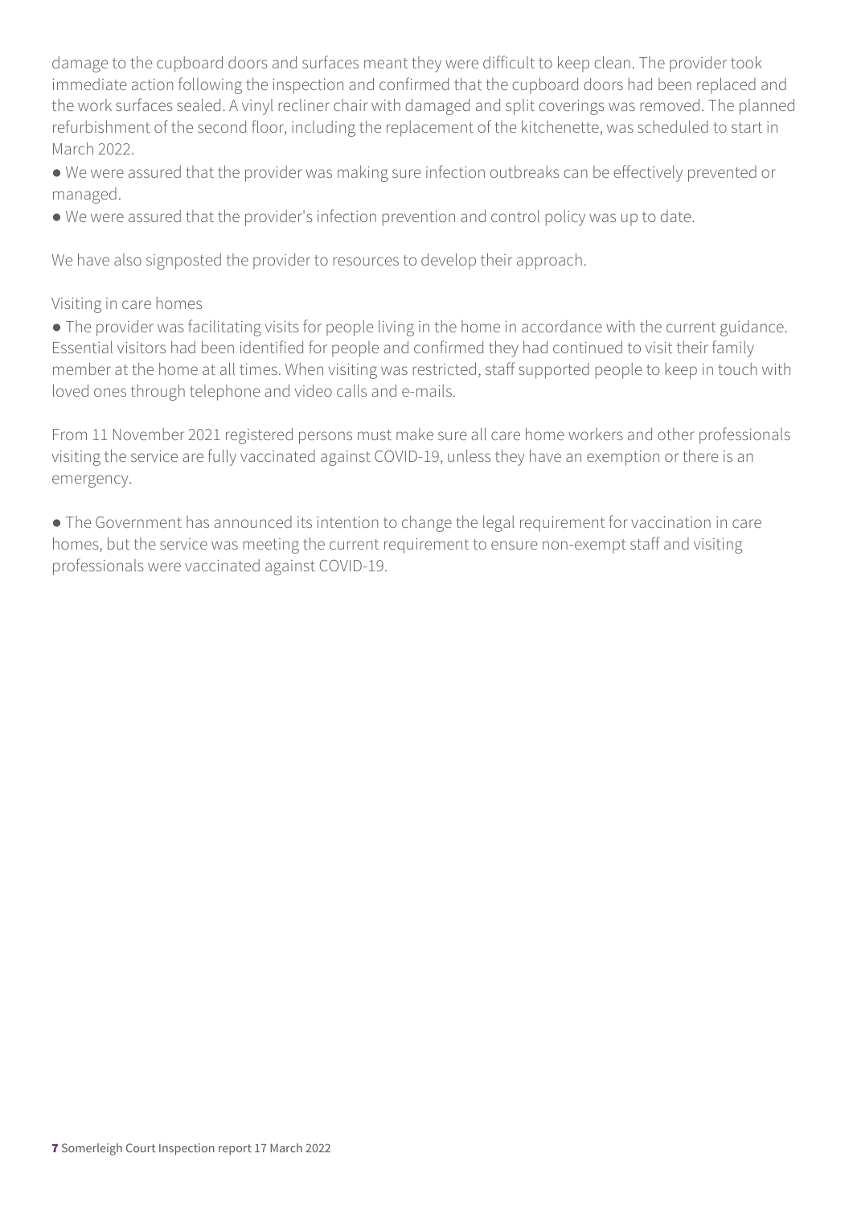damage to the cupboard doors and surfaces meant they were difficult to keep clean. The provider took immediate action following the inspection and confirmed that the cupboard doors had been replaced and the work surfaces sealed. A vinyl recliner chair with damaged and split coverings was removed. The planned refurbishment of the second floor, including the replacement of the kitchenette, was scheduled to start in March 2022.

- We were assured that the provider was making sure infection outbreaks can be effectively prevented or managed.
- We were assured that the provider's infection prevention and control policy was up to date.

We have also signposted the provider to resources to develop their approach.

Visiting in care homes

- The provider was facilitating visits for people living in the home in accordance with the current guidance. Essential visitors had been identified for people and confirmed they had continued to visit their family member at the home at all times. When visiting was restricted, staff supported people to keep in touch with loved ones through telephone and video calls and e-mails.

From 11 November 2021 registered persons must make sure all care home workers and other professionals visiting the service are fully vaccinated against COVID-19, unless they have an exemption or there is an emergency.

- The Government has announced its intention to change the legal requirement for vaccination in care homes, but the service was meeting the current requirement to ensure non-exempt staff and visiting professionals were vaccinated against COVID-19.